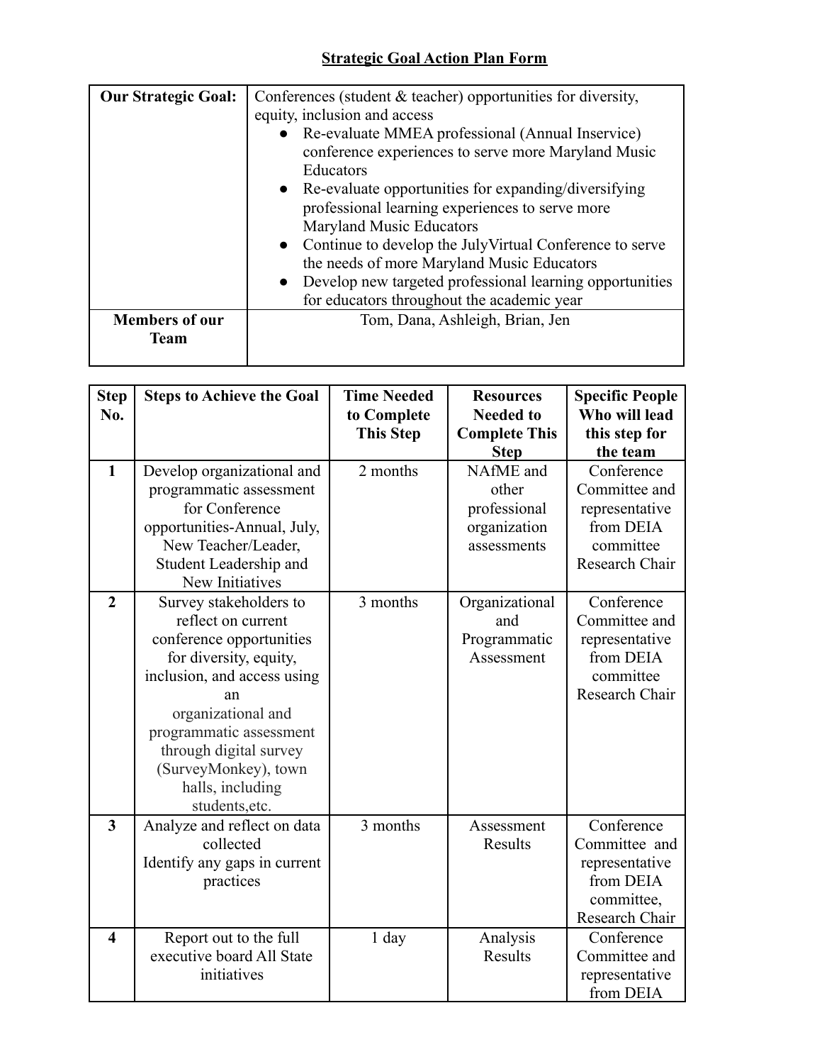# Strategic Goal Action Plan Form

| **Our Strategic Goal:** | Conferences (student & teacher) opportunities for diversity, equity, inclusion and access<br>• Re-evaluate MMEA professional (Annual Inservice) conference experiences to serve more Maryland Music Educators<br>• Re-evaluate opportunities for expanding/diversifying professional learning experiences to serve more Maryland Music Educators<br>• Continue to develop the JulyVirtual Conference to serve the needs of more Maryland Music Educators<br>• Develop new targeted professional learning opportunities for educators throughout the academic year |
|---|---|
| **Members of our Team** | Tom, Dana, Ashleigh, Brian, Jen |

| Step No. | Steps to Achieve the Goal | Time Needed to Complete This Step | Resources Needed to Complete This Step | Specific People Who will lead this step for the team |
|---|---|---|---|---|
| **1** | Develop organizational and programmatic assessment for Conference opportunities-Annual, July, New Teacher/Leader, Student Leadership and New Initiatives | 2 months | NAfME and other professional organization assessments | Conference Committee and representative from DEIA committee Research Chair |
| **2** | Survey stakeholders to reflect on current conference opportunities for diversity, equity, inclusion, and access using an organizational and programmatic assessment through digital survey (SurveyMonkey), town halls, including students,etc. | 3 months | Organizational and Programmatic Assessment | Conference Committee and representative from DEIA committee Research Chair |
| **3** | Analyze and reflect on data collected<br>Identify any gaps in current practices | 3 months | Assessment Results | Conference Committee and representative from DEIA committee, Research Chair |
| **4** | Report out to the full executive board All State initiatives | 1 day | Analysis Results | Conference Committee and representative from DEIA |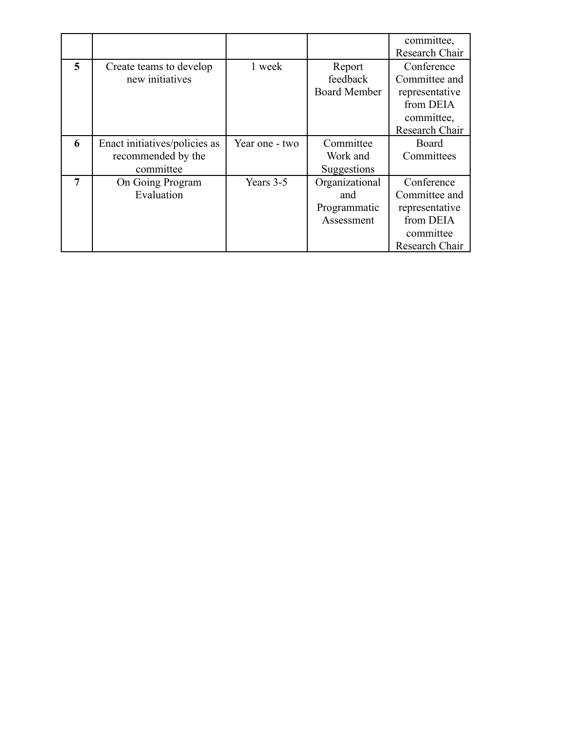| | | | | |
|---|---|---|---|---|
| | | | | committee, Research Chair |
| **5** | Create teams to develop new initiatives | 1 week | Report feedback Board Member | Conference Committee and representative from DEIA committee, Research Chair |
| **6** | Enact initiatives/policies as recommended by the committee | Year one - two | Committee Work and Suggestions | Board Committees |
| **7** | On Going Program Evaluation | Years 3-5 | Organizational and Programmatic Assessment | Conference Committee and representative from DEIA committee Research Chair |